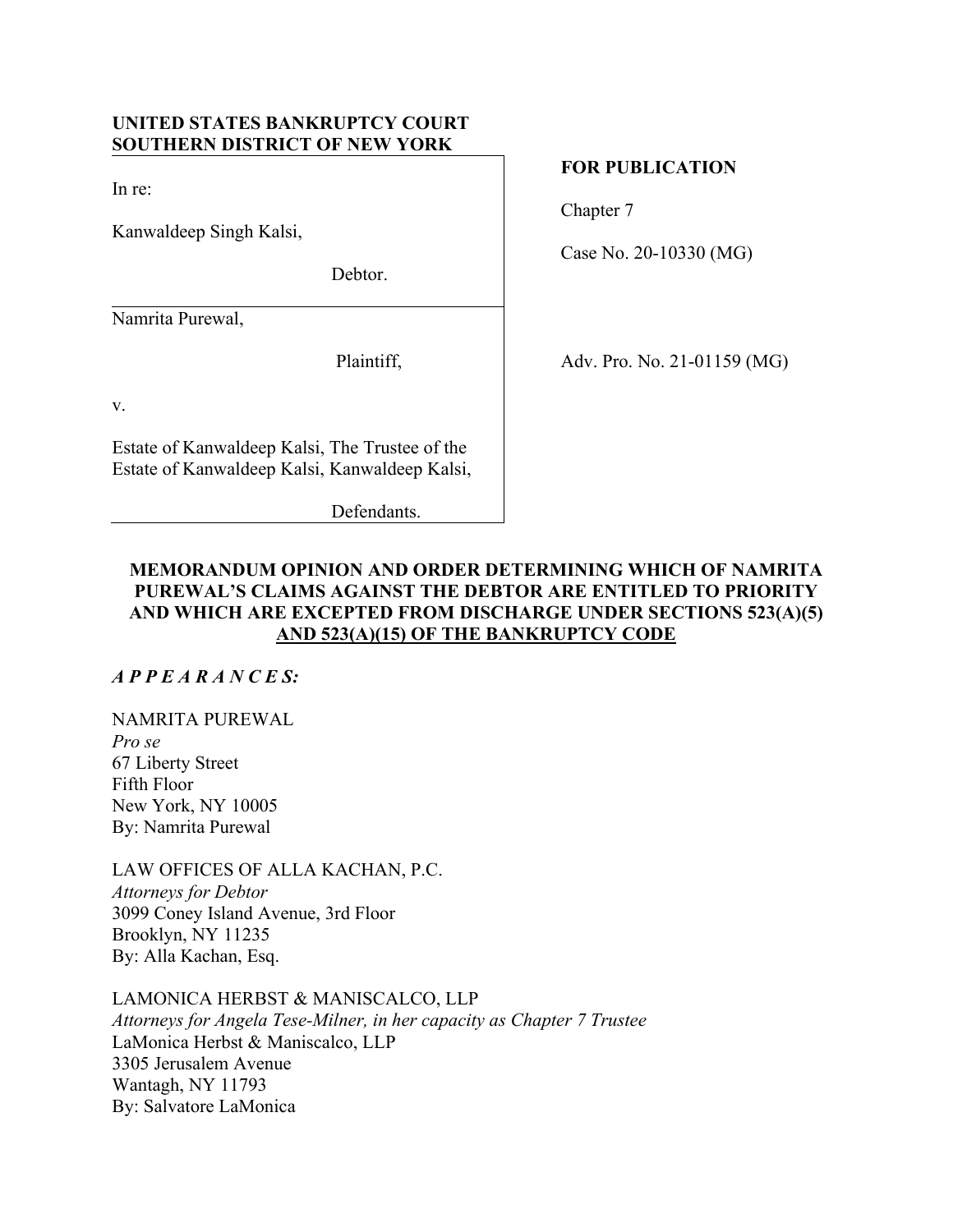**UNITED STATES BANKRUPTCY COURT**
**SOUTHERN DISTRICT OF NEW YORK**

| | |
|---|---|
| In re:<br><br>Kanwaldeep Singh Kalsi,<br><br>Debtor. | **FOR PUBLICATION**<br><br>Chapter 7<br><br>Case No. 20-10330 (MG) |
| Namrita Purewal,<br><br>Plaintiff,<br><br>v.<br><br>Estate of Kanwaldeep Kalsi, The Trustee of the Estate of Kanwaldeep Kalsi, Kanwaldeep Kalsi,<br><br>Defendants. | Adv. Pro. No. 21-01159 (MG) |

**MEMORANDUM OPINION AND ORDER DETERMINING WHICH OF NAMRITA PUREWAL'S CLAIMS AGAINST THE DEBTOR ARE ENTITLED TO PRIORITY AND WHICH ARE EXCEPTED FROM DISCHARGE UNDER SECTIONS 523(A)(5) AND 523(A)(15) OF THE BANKRUPTCY CODE**

***A P P E A R A N C E S:***

NAMRITA PUREWAL
*Pro se*
67 Liberty Street
Fifth Floor
New York, NY 10005
By: Namrita Purewal

LAW OFFICES OF ALLA KACHAN, P.C.
*Attorneys for Debtor*
3099 Coney Island Avenue, 3rd Floor
Brooklyn, NY 11235
By: Alla Kachan, Esq.

LAMONICA HERBST & MANISCALCO, LLP
*Attorneys for Angela Tese-Milner, in her capacity as Chapter 7 Trustee*
LaMonica Herbst & Maniscalco, LLP
3305 Jerusalem Avenue
Wantagh, NY 11793
By: Salvatore LaMonica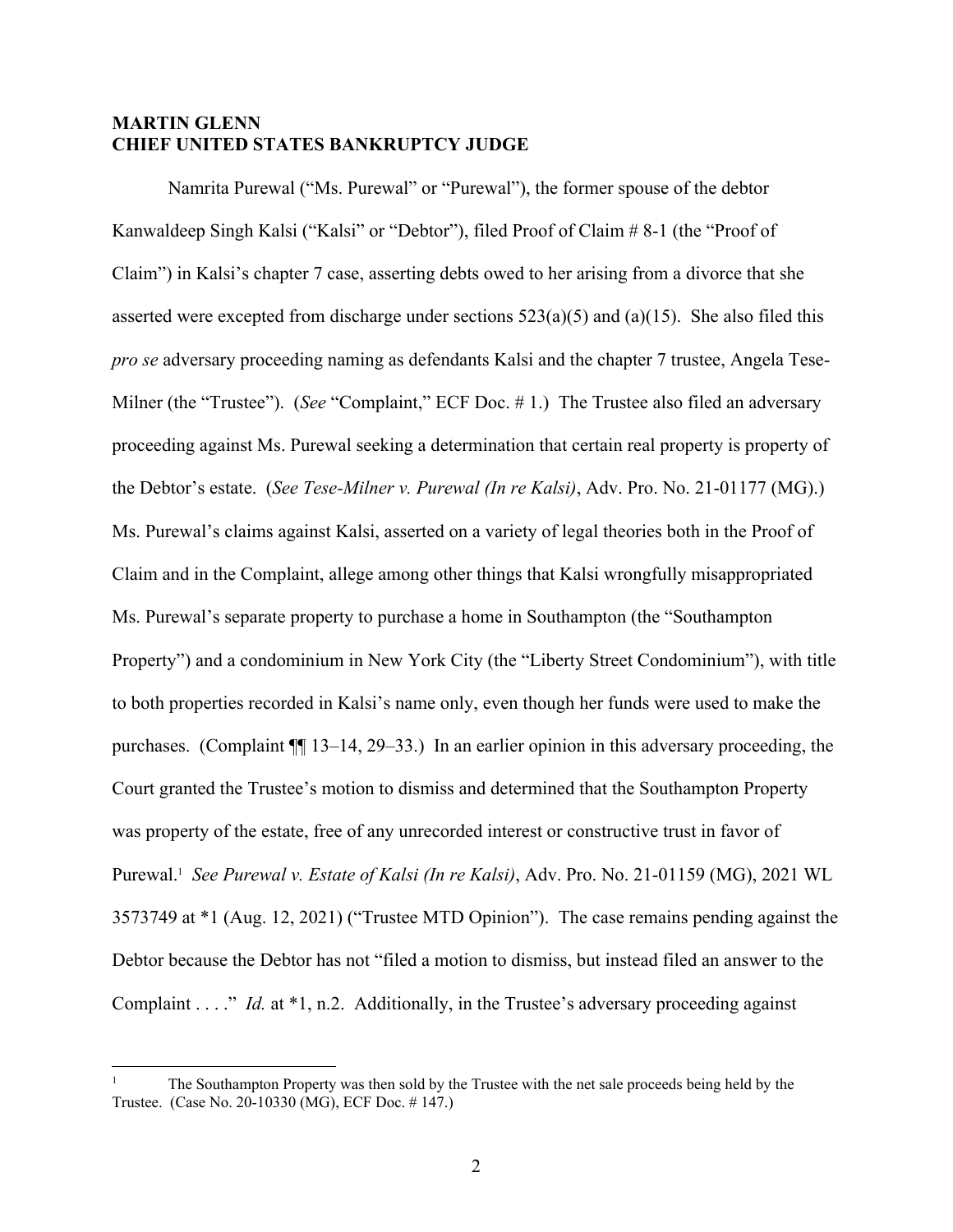**MARTIN GLENN**
**CHIEF UNITED STATES BANKRUPTCY JUDGE**

Namrita Purewal ("Ms. Purewal" or "Purewal"), the former spouse of the debtor Kanwaldeep Singh Kalsi ("Kalsi" or "Debtor"), filed Proof of Claim # 8-1 (the "Proof of Claim") in Kalsi's chapter 7 case, asserting debts owed to her arising from a divorce that she asserted were excepted from discharge under sections 523(a)(5) and (a)(15). She also filed this *pro se* adversary proceeding naming as defendants Kalsi and the chapter 7 trustee, Angela Tese-Milner (the "Trustee"). (*See* "Complaint," ECF Doc. # 1.) The Trustee also filed an adversary proceeding against Ms. Purewal seeking a determination that certain real property is property of the Debtor's estate. (*See Tese-Milner v. Purewal (In re Kalsi)*, Adv. Pro. No. 21-01177 (MG).) Ms. Purewal's claims against Kalsi, asserted on a variety of legal theories both in the Proof of Claim and in the Complaint, allege among other things that Kalsi wrongfully misappropriated Ms. Purewal's separate property to purchase a home in Southampton (the "Southampton Property") and a condominium in New York City (the "Liberty Street Condominium"), with title to both properties recorded in Kalsi's name only, even though her funds were used to make the purchases. (Complaint ¶¶ 13–14, 29–33.) In an earlier opinion in this adversary proceeding, the Court granted the Trustee's motion to dismiss and determined that the Southampton Property was property of the estate, free of any unrecorded interest or constructive trust in favor of Purewal.[1] *See Purewal v. Estate of Kalsi (In re Kalsi)*, Adv. Pro. No. 21-01159 (MG), 2021 WL 3573749 at *1 (Aug. 12, 2021) ("Trustee MTD Opinion"). The case remains pending against the Debtor because the Debtor has not "filed a motion to dismiss, but instead filed an answer to the Complaint . . . ." *Id.* at *1, n.2. Additionally, in the Trustee's adversary proceeding against

[1] The Southampton Property was then sold by the Trustee with the net sale proceeds being held by the Trustee. (Case No. 20-10330 (MG), ECF Doc. # 147.)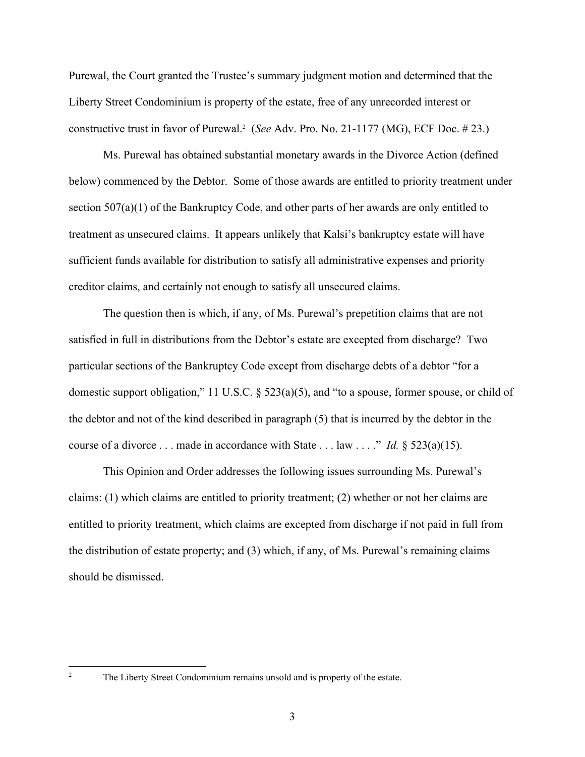Purewal, the Court granted the Trustee's summary judgment motion and determined that the Liberty Street Condominium is property of the estate, free of any unrecorded interest or constructive trust in favor of Purewal.[2] (*See* Adv. Pro. No. 21-1177 (MG), ECF Doc. # 23.)

Ms. Purewal has obtained substantial monetary awards in the Divorce Action (defined below) commenced by the Debtor. Some of those awards are entitled to priority treatment under section 507(a)(1) of the Bankruptcy Code, and other parts of her awards are only entitled to treatment as unsecured claims. It appears unlikely that Kalsi's bankruptcy estate will have sufficient funds available for distribution to satisfy all administrative expenses and priority creditor claims, and certainly not enough to satisfy all unsecured claims.

The question then is which, if any, of Ms. Purewal's prepetition claims that are not satisfied in full in distributions from the Debtor's estate are excepted from discharge? Two particular sections of the Bankruptcy Code except from discharge debts of a debtor "for a domestic support obligation," 11 U.S.C. § 523(a)(5), and "to a spouse, former spouse, or child of the debtor and not of the kind described in paragraph (5) that is incurred by the debtor in the course of a divorce . . . made in accordance with State . . . law . . . ." *Id.* § 523(a)(15).

This Opinion and Order addresses the following issues surrounding Ms. Purewal's claims: (1) which claims are entitled to priority treatment; (2) whether or not her claims are entitled to priority treatment, which claims are excepted from discharge if not paid in full from the distribution of estate property; and (3) which, if any, of Ms. Purewal's remaining claims should be dismissed.

---

[2] The Liberty Street Condominium remains unsold and is property of the estate.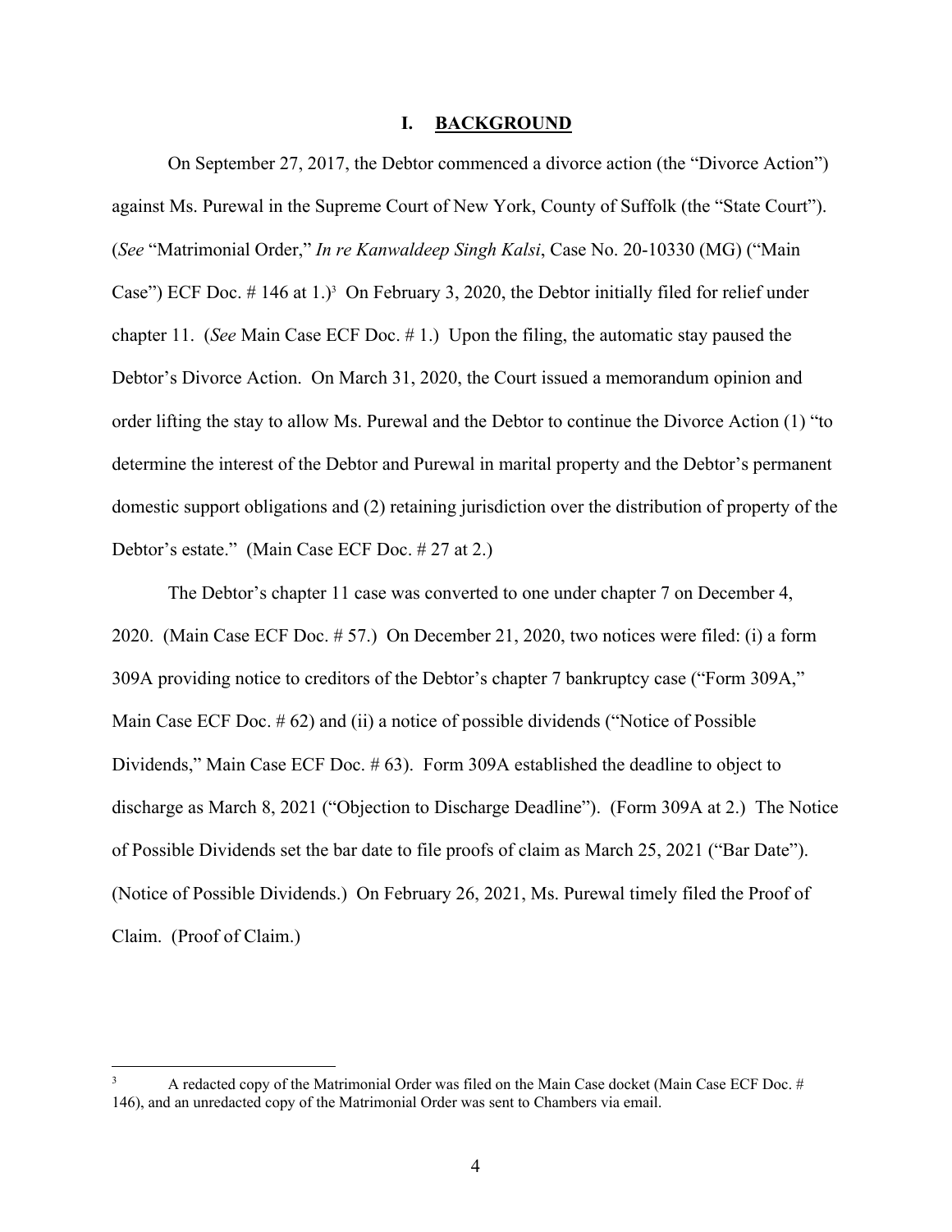## I. BACKGROUND

On September 27, 2017, the Debtor commenced a divorce action (the "Divorce Action") against Ms. Purewal in the Supreme Court of New York, County of Suffolk (the "State Court"). (*See* "Matrimonial Order," *In re Kanwaldeep Singh Kalsi*, Case No. 20-10330 (MG) ("Main Case") ECF Doc. # 146 at 1.)[3] On February 3, 2020, the Debtor initially filed for relief under chapter 11. (*See* Main Case ECF Doc. # 1.) Upon the filing, the automatic stay paused the Debtor's Divorce Action. On March 31, 2020, the Court issued a memorandum opinion and order lifting the stay to allow Ms. Purewal and the Debtor to continue the Divorce Action (1) "to determine the interest of the Debtor and Purewal in marital property and the Debtor's permanent domestic support obligations and (2) retaining jurisdiction over the distribution of property of the Debtor's estate." (Main Case ECF Doc. # 27 at 2.)

The Debtor's chapter 11 case was converted to one under chapter 7 on December 4, 2020. (Main Case ECF Doc. # 57.) On December 21, 2020, two notices were filed: (i) a form 309A providing notice to creditors of the Debtor's chapter 7 bankruptcy case ("Form 309A," Main Case ECF Doc. # 62) and (ii) a notice of possible dividends ("Notice of Possible Dividends," Main Case ECF Doc. # 63). Form 309A established the deadline to object to discharge as March 8, 2021 ("Objection to Discharge Deadline"). (Form 309A at 2.) The Notice of Possible Dividends set the bar date to file proofs of claim as March 25, 2021 ("Bar Date"). (Notice of Possible Dividends.) On February 26, 2021, Ms. Purewal timely filed the Proof of Claim. (Proof of Claim.)

---

[3] A redacted copy of the Matrimonial Order was filed on the Main Case docket (Main Case ECF Doc. # 146), and an unredacted copy of the Matrimonial Order was sent to Chambers via email.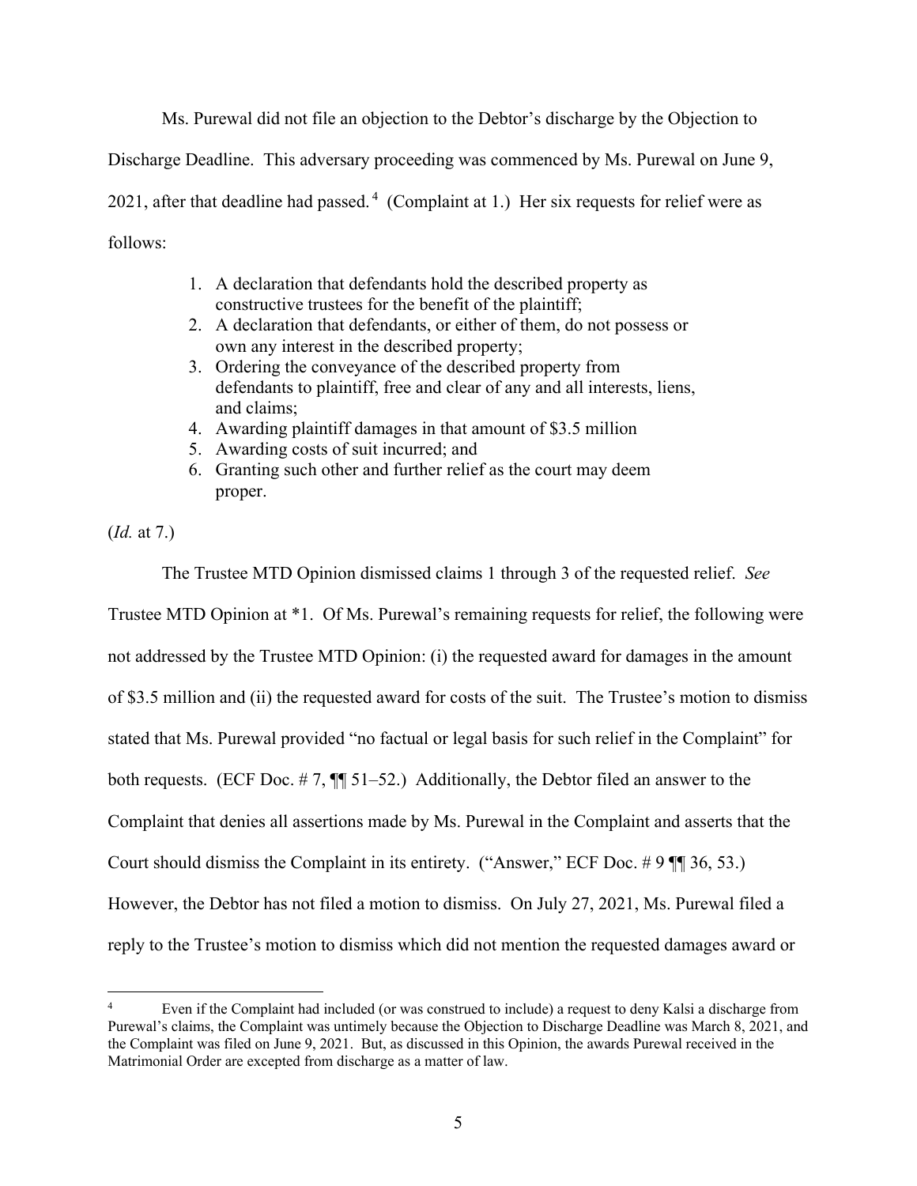Ms. Purewal did not file an objection to the Debtor's discharge by the Objection to Discharge Deadline. This adversary proceeding was commenced by Ms. Purewal on June 9, 2021, after that deadline had passed.[4] (Complaint at 1.) Her six requests for relief were as follows:

> 1. A declaration that defendants hold the described property as constructive trustees for the benefit of the plaintiff;
> 2. A declaration that defendants, or either of them, do not possess or own any interest in the described property;
> 3. Ordering the conveyance of the described property from defendants to plaintiff, free and clear of any and all interests, liens, and claims;
> 4. Awarding plaintiff damages in that amount of $3.5 million
> 5. Awarding costs of suit incurred; and
> 6. Granting such other and further relief as the court may deem proper.

(*Id.* at 7.)

The Trustee MTD Opinion dismissed claims 1 through 3 of the requested relief. *See* Trustee MTD Opinion at *1. Of Ms. Purewal's remaining requests for relief, the following were not addressed by the Trustee MTD Opinion: (i) the requested award for damages in the amount of $3.5 million and (ii) the requested award for costs of the suit. The Trustee's motion to dismiss stated that Ms. Purewal provided "no factual or legal basis for such relief in the Complaint" for both requests. (ECF Doc. # 7, ¶¶ 51–52.) Additionally, the Debtor filed an answer to the Complaint that denies all assertions made by Ms. Purewal in the Complaint and asserts that the Court should dismiss the Complaint in its entirety. ("Answer," ECF Doc. # 9 ¶¶ 36, 53.) However, the Debtor has not filed a motion to dismiss. On July 27, 2021, Ms. Purewal filed a reply to the Trustee's motion to dismiss which did not mention the requested damages award or

---

[4] Even if the Complaint had included (or was construed to include) a request to deny Kalsi a discharge from Purewal's claims, the Complaint was untimely because the Objection to Discharge Deadline was March 8, 2021, and the Complaint was filed on June 9, 2021. But, as discussed in this Opinion, the awards Purewal received in the Matrimonial Order are excepted from discharge as a matter of law.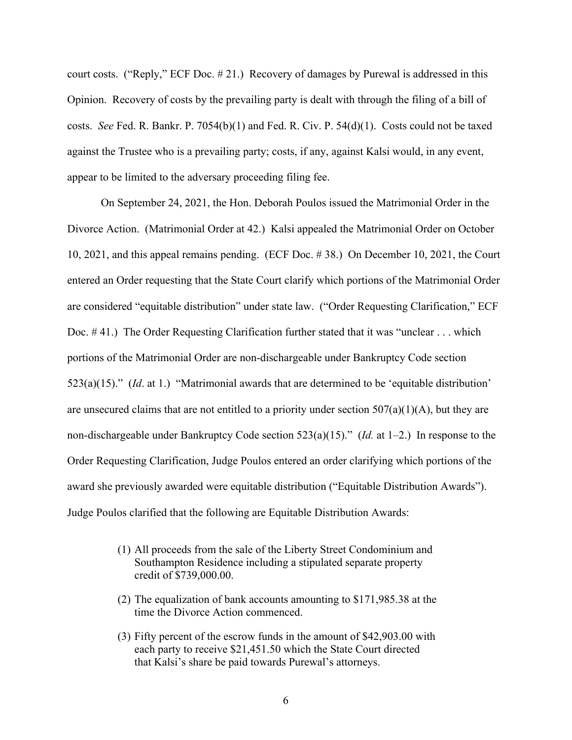court costs. ("Reply," ECF Doc. # 21.) Recovery of damages by Purewal is addressed in this Opinion. Recovery of costs by the prevailing party is dealt with through the filing of a bill of costs. *See* Fed. R. Bankr. P. 7054(b)(1) and Fed. R. Civ. P. 54(d)(1). Costs could not be taxed against the Trustee who is a prevailing party; costs, if any, against Kalsi would, in any event, appear to be limited to the adversary proceeding filing fee.

On September 24, 2021, the Hon. Deborah Poulos issued the Matrimonial Order in the Divorce Action. (Matrimonial Order at 42.) Kalsi appealed the Matrimonial Order on October 10, 2021, and this appeal remains pending. (ECF Doc. # 38.) On December 10, 2021, the Court entered an Order requesting that the State Court clarify which portions of the Matrimonial Order are considered "equitable distribution" under state law. ("Order Requesting Clarification," ECF Doc. # 41.) The Order Requesting Clarification further stated that it was "unclear . . . which portions of the Matrimonial Order are non-dischargeable under Bankruptcy Code section 523(a)(15)." (*Id*. at 1.) "Matrimonial awards that are determined to be 'equitable distribution' are unsecured claims that are not entitled to a priority under section 507(a)(1)(A), but they are non-dischargeable under Bankruptcy Code section 523(a)(15)." (*Id.* at 1–2.) In response to the Order Requesting Clarification, Judge Poulos entered an order clarifying which portions of the award she previously awarded were equitable distribution ("Equitable Distribution Awards"). Judge Poulos clarified that the following are Equitable Distribution Awards:

> (1) All proceeds from the sale of the Liberty Street Condominium and Southampton Residence including a stipulated separate property credit of $739,000.00.
>
> (2) The equalization of bank accounts amounting to $171,985.38 at the time the Divorce Action commenced.
>
> (3) Fifty percent of the escrow funds in the amount of $42,903.00 with each party to receive $21,451.50 which the State Court directed that Kalsi's share be paid towards Purewal's attorneys.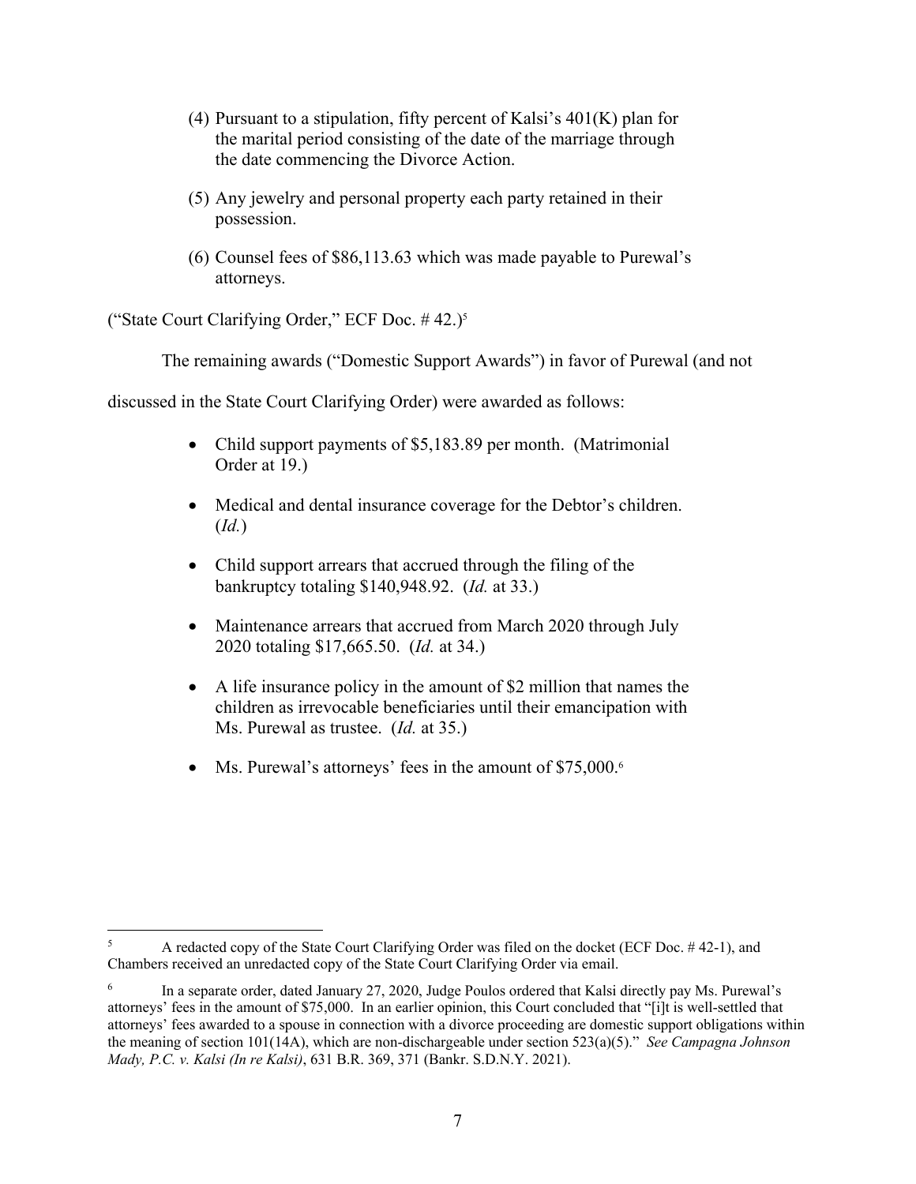(4) Pursuant to a stipulation, fifty percent of Kalsi's 401(K) plan for the marital period consisting of the date of the marriage through the date commencing the Divorce Action.

(5) Any jewelry and personal property each party retained in their possession.

(6) Counsel fees of $86,113.63 which was made payable to Purewal's attorneys.

("State Court Clarifying Order," ECF Doc. # 42.)[5]

The remaining awards ("Domestic Support Awards") in favor of Purewal (and not discussed in the State Court Clarifying Order) were awarded as follows:

- Child support payments of $5,183.89 per month. (Matrimonial Order at 19.)
- Medical and dental insurance coverage for the Debtor's children. (*Id.*)
- Child support arrears that accrued through the filing of the bankruptcy totaling $140,948.92. (*Id.* at 33.)
- Maintenance arrears that accrued from March 2020 through July 2020 totaling $17,665.50. (*Id.* at 34.)
- A life insurance policy in the amount of $2 million that names the children as irrevocable beneficiaries until their emancipation with Ms. Purewal as trustee. (*Id.* at 35.)
- Ms. Purewal's attorneys' fees in the amount of $75,000.[6]

---

[5] A redacted copy of the State Court Clarifying Order was filed on the docket (ECF Doc. # 42-1), and Chambers received an unredacted copy of the State Court Clarifying Order via email.

[6] In a separate order, dated January 27, 2020, Judge Poulos ordered that Kalsi directly pay Ms. Purewal's attorneys' fees in the amount of $75,000. In an earlier opinion, this Court concluded that "[i]t is well-settled that attorneys' fees awarded to a spouse in connection with a divorce proceeding are domestic support obligations within the meaning of section 101(14A), which are non-dischargeable under section 523(a)(5)." *See Campagna Johnson Mady, P.C. v. Kalsi (In re Kalsi)*, 631 B.R. 369, 371 (Bankr. S.D.N.Y. 2021).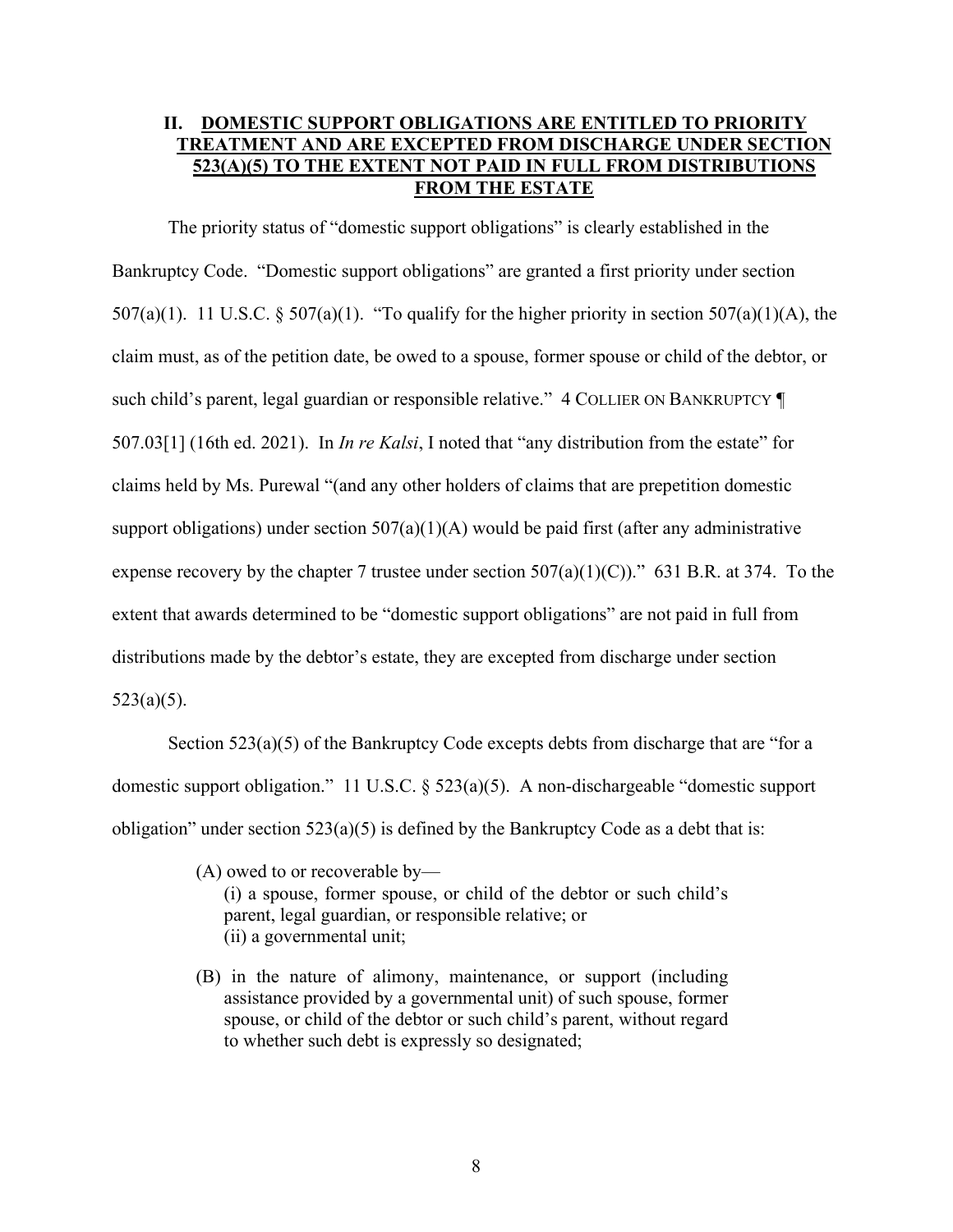## II. DOMESTIC SUPPORT OBLIGATIONS ARE ENTITLED TO PRIORITY TREATMENT AND ARE EXCEPTED FROM DISCHARGE UNDER SECTION 523(A)(5) TO THE EXTENT NOT PAID IN FULL FROM DISTRIBUTIONS FROM THE ESTATE

The priority status of "domestic support obligations" is clearly established in the Bankruptcy Code. "Domestic support obligations" are granted a first priority under section 507(a)(1). 11 U.S.C. § 507(a)(1). "To qualify for the higher priority in section 507(a)(1)(A), the claim must, as of the petition date, be owed to a spouse, former spouse or child of the debtor, or such child's parent, legal guardian or responsible relative." 4 COLLIER ON BANKRUPTCY ¶ 507.03[1] (16th ed. 2021). In *In re Kalsi*, I noted that "any distribution from the estate" for claims held by Ms. Purewal "(and any other holders of claims that are prepetition domestic support obligations) under section 507(a)(1)(A) would be paid first (after any administrative expense recovery by the chapter 7 trustee under section 507(a)(1)(C))." 631 B.R. at 374. To the extent that awards determined to be "domestic support obligations" are not paid in full from distributions made by the debtor's estate, they are excepted from discharge under section 523(a)(5).

Section 523(a)(5) of the Bankruptcy Code excepts debts from discharge that are "for a domestic support obligation." 11 U.S.C. § 523(a)(5). A non-dischargeable "domestic support obligation" under section 523(a)(5) is defined by the Bankruptcy Code as a debt that is:

> (A) owed to or recoverable by—
> (i) a spouse, former spouse, or child of the debtor or such child's parent, legal guardian, or responsible relative; or
> (ii) a governmental unit;
>
> (B) in the nature of alimony, maintenance, or support (including assistance provided by a governmental unit) of such spouse, former spouse, or child of the debtor or such child's parent, without regard to whether such debt is expressly so designated;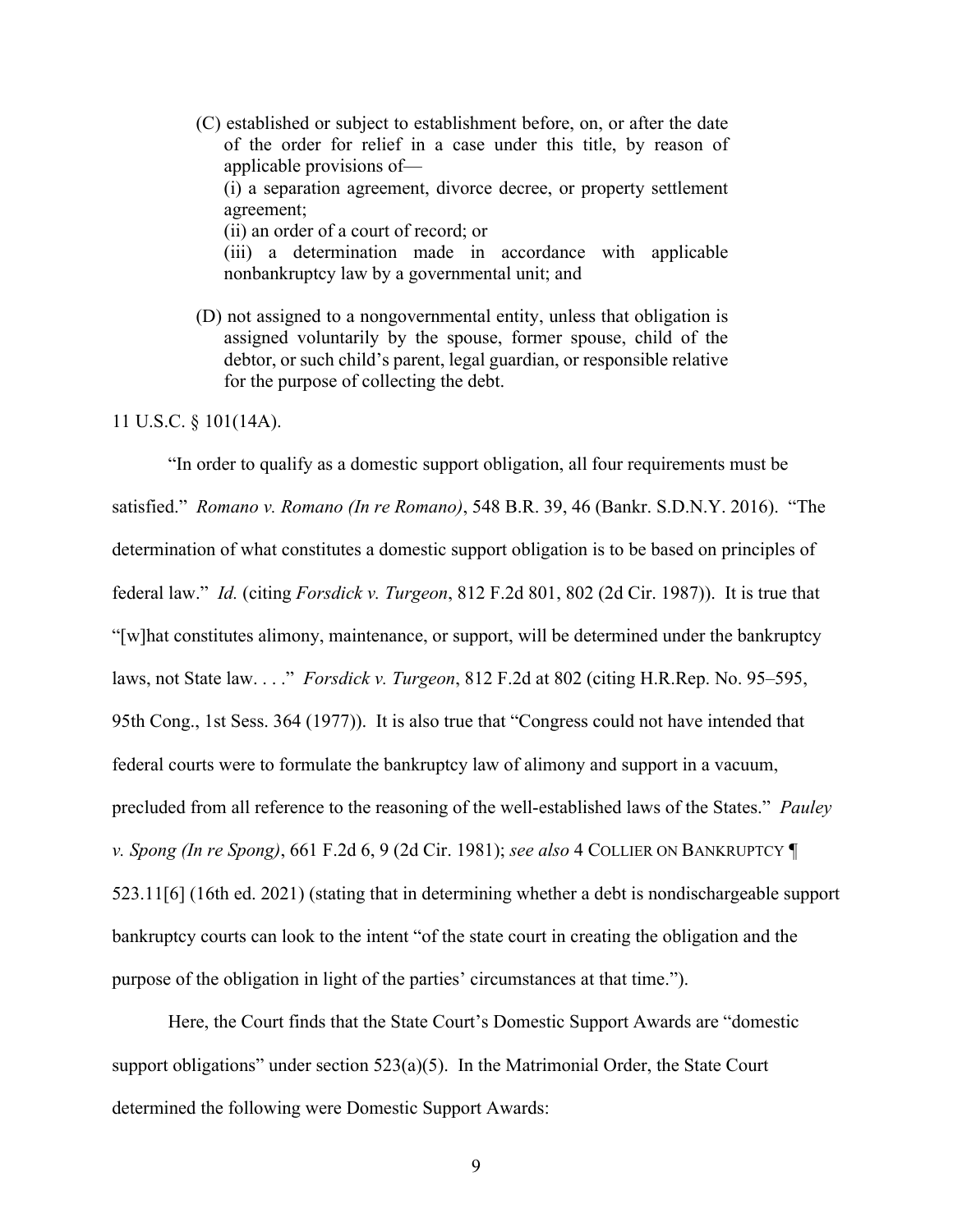> (C) established or subject to establishment before, on, or after the date of the order for relief in a case under this title, by reason of applicable provisions of—
> (i) a separation agreement, divorce decree, or property settlement agreement;
> (ii) an order of a court of record; or
> (iii) a determination made in accordance with applicable nonbankruptcy law by a governmental unit; and
>
> (D) not assigned to a nongovernmental entity, unless that obligation is assigned voluntarily by the spouse, former spouse, child of the debtor, or such child's parent, legal guardian, or responsible relative for the purpose of collecting the debt.

11 U.S.C. § 101(14A).

"In order to qualify as a domestic support obligation, all four requirements must be satisfied." *Romano v. Romano (In re Romano)*, 548 B.R. 39, 46 (Bankr. S.D.N.Y. 2016). "The determination of what constitutes a domestic support obligation is to be based on principles of federal law." *Id.* (citing *Forsdick v. Turgeon*, 812 F.2d 801, 802 (2d Cir. 1987)). It is true that "[w]hat constitutes alimony, maintenance, or support, will be determined under the bankruptcy laws, not State law. . . ." *Forsdick v. Turgeon*, 812 F.2d at 802 (citing H.R.Rep. No. 95–595, 95th Cong., 1st Sess. 364 (1977)). It is also true that "Congress could not have intended that federal courts were to formulate the bankruptcy law of alimony and support in a vacuum, precluded from all reference to the reasoning of the well-established laws of the States." *Pauley v. Spong (In re Spong)*, 661 F.2d 6, 9 (2d Cir. 1981); *see also* 4 COLLIER ON BANKRUPTCY ¶ 523.11[6] (16th ed. 2021) (stating that in determining whether a debt is nondischargeable support bankruptcy courts can look to the intent "of the state court in creating the obligation and the purpose of the obligation in light of the parties' circumstances at that time.").

Here, the Court finds that the State Court's Domestic Support Awards are "domestic support obligations" under section 523(a)(5). In the Matrimonial Order, the State Court determined the following were Domestic Support Awards: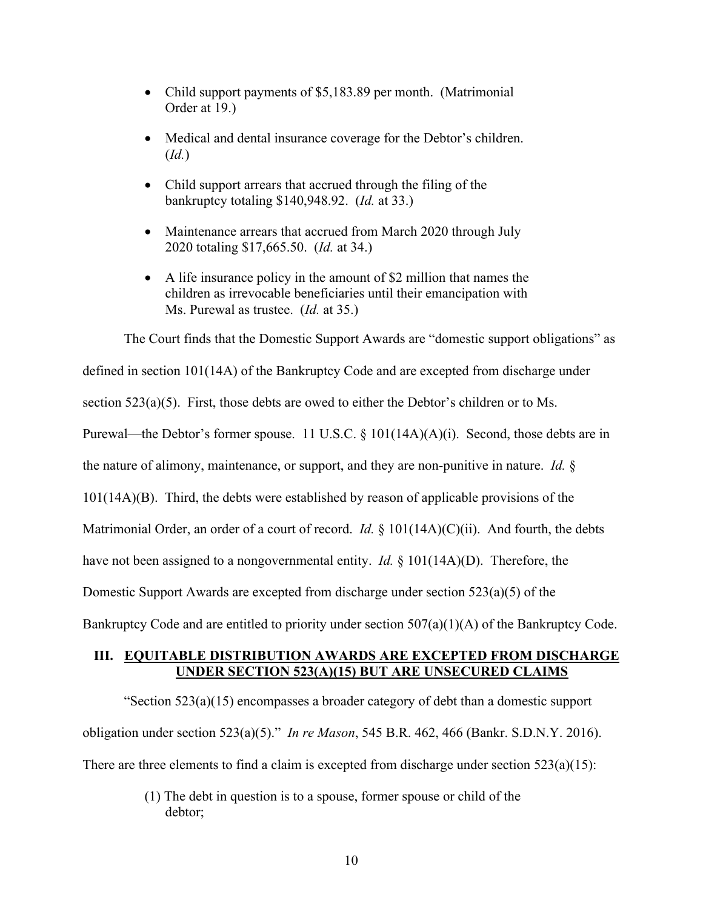- Child support payments of $5,183.89 per month. (Matrimonial Order at 19.)
- Medical and dental insurance coverage for the Debtor's children. (*Id.*)
- Child support arrears that accrued through the filing of the bankruptcy totaling $140,948.92. (*Id.* at 33.)
- Maintenance arrears that accrued from March 2020 through July 2020 totaling $17,665.50. (*Id.* at 34.)
- A life insurance policy in the amount of $2 million that names the children as irrevocable beneficiaries until their emancipation with Ms. Purewal as trustee. (*Id.* at 35.)

The Court finds that the Domestic Support Awards are "domestic support obligations" as defined in section 101(14A) of the Bankruptcy Code and are excepted from discharge under section 523(a)(5). First, those debts are owed to either the Debtor's children or to Ms. Purewal—the Debtor's former spouse. 11 U.S.C. § 101(14A)(A)(i). Second, those debts are in the nature of alimony, maintenance, or support, and they are non-punitive in nature. *Id.* § 101(14A)(B). Third, the debts were established by reason of applicable provisions of the Matrimonial Order, an order of a court of record. *Id.* § 101(14A)(C)(ii). And fourth, the debts have not been assigned to a nongovernmental entity. *Id.* § 101(14A)(D). Therefore, the Domestic Support Awards are excepted from discharge under section 523(a)(5) of the Bankruptcy Code and are entitled to priority under section 507(a)(1)(A) of the Bankruptcy Code.

## III. EQUITABLE DISTRIBUTION AWARDS ARE EXCEPTED FROM DISCHARGE UNDER SECTION 523(A)(15) BUT ARE UNSECURED CLAIMS

"Section 523(a)(15) encompasses a broader category of debt than a domestic support obligation under section 523(a)(5)." *In re Mason*, 545 B.R. 462, 466 (Bankr. S.D.N.Y. 2016). There are three elements to find a claim is excepted from discharge under section 523(a)(15):

> (1) The debt in question is to a spouse, former spouse or child of the debtor;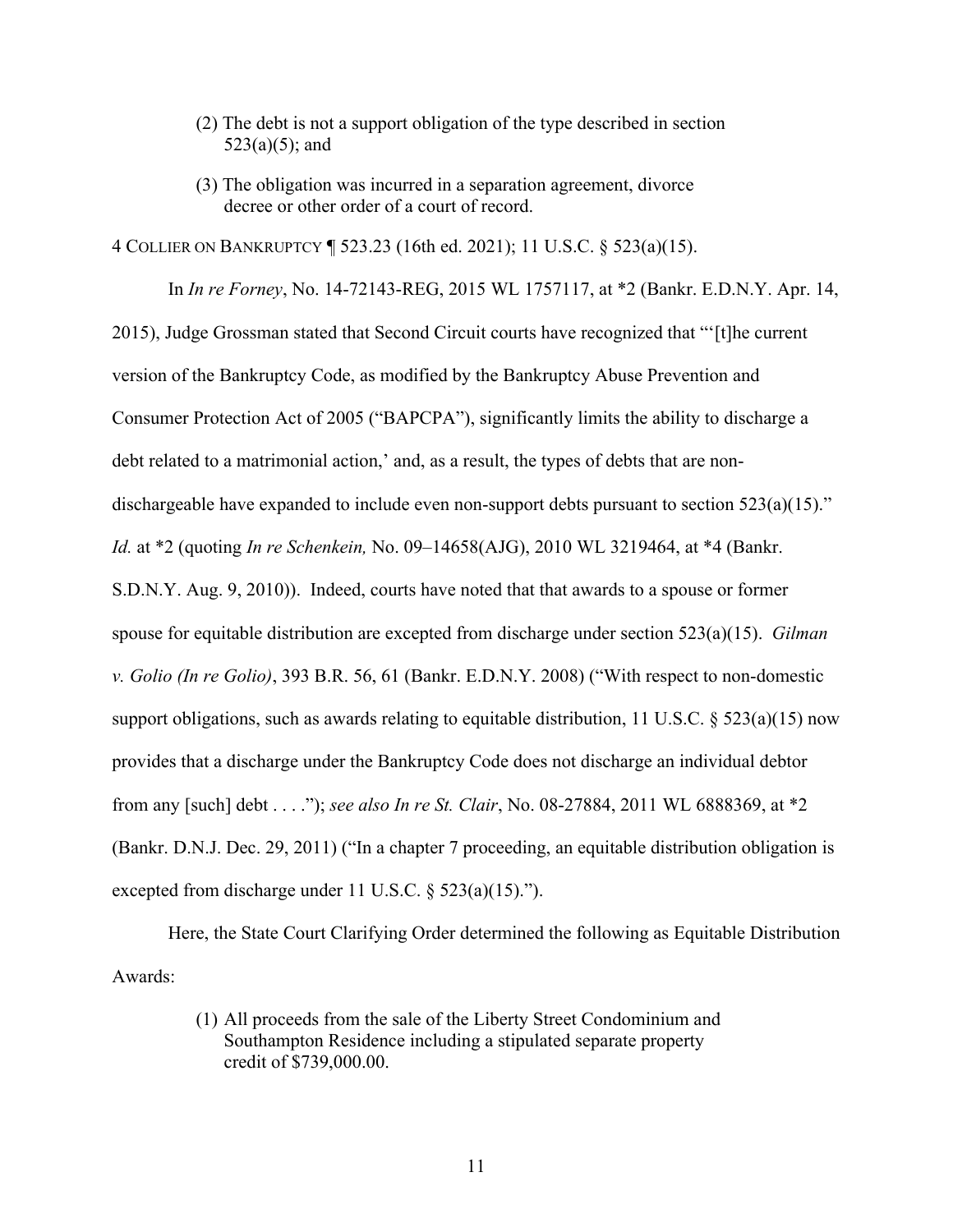(2) The debt is not a support obligation of the type described in section 523(a)(5); and

(3) The obligation was incurred in a separation agreement, divorce decree or other order of a court of record.

4 COLLIER ON BANKRUPTCY ¶ 523.23 (16th ed. 2021); 11 U.S.C. § 523(a)(15).

In *In re Forney*, No. 14-72143-REG, 2015 WL 1757117, at *2 (Bankr. E.D.N.Y. Apr. 14, 2015), Judge Grossman stated that Second Circuit courts have recognized that "'[t]he current version of the Bankruptcy Code, as modified by the Bankruptcy Abuse Prevention and Consumer Protection Act of 2005 ("BAPCPA"), significantly limits the ability to discharge a debt related to a matrimonial action,' and, as a result, the types of debts that are non-dischargeable have expanded to include even non-support debts pursuant to section 523(a)(15)." *Id.* at *2 (quoting *In re Schenkein,* No. 09–14658(AJG), 2010 WL 3219464, at *4 (Bankr. S.D.N.Y. Aug. 9, 2010)). Indeed, courts have noted that that awards to a spouse or former spouse for equitable distribution are excepted from discharge under section 523(a)(15). *Gilman v. Golio (In re Golio)*, 393 B.R. 56, 61 (Bankr. E.D.N.Y. 2008) ("With respect to non-domestic support obligations, such as awards relating to equitable distribution, 11 U.S.C. § 523(a)(15) now provides that a discharge under the Bankruptcy Code does not discharge an individual debtor from any [such] debt . . . ."); *see also In re St. Clair*, No. 08-27884, 2011 WL 6888369, at *2 (Bankr. D.N.J. Dec. 29, 2011) ("In a chapter 7 proceeding, an equitable distribution obligation is excepted from discharge under 11 U.S.C. § 523(a)(15).").

Here, the State Court Clarifying Order determined the following as Equitable Distribution Awards:

(1) All proceeds from the sale of the Liberty Street Condominium and Southampton Residence including a stipulated separate property credit of $739,000.00.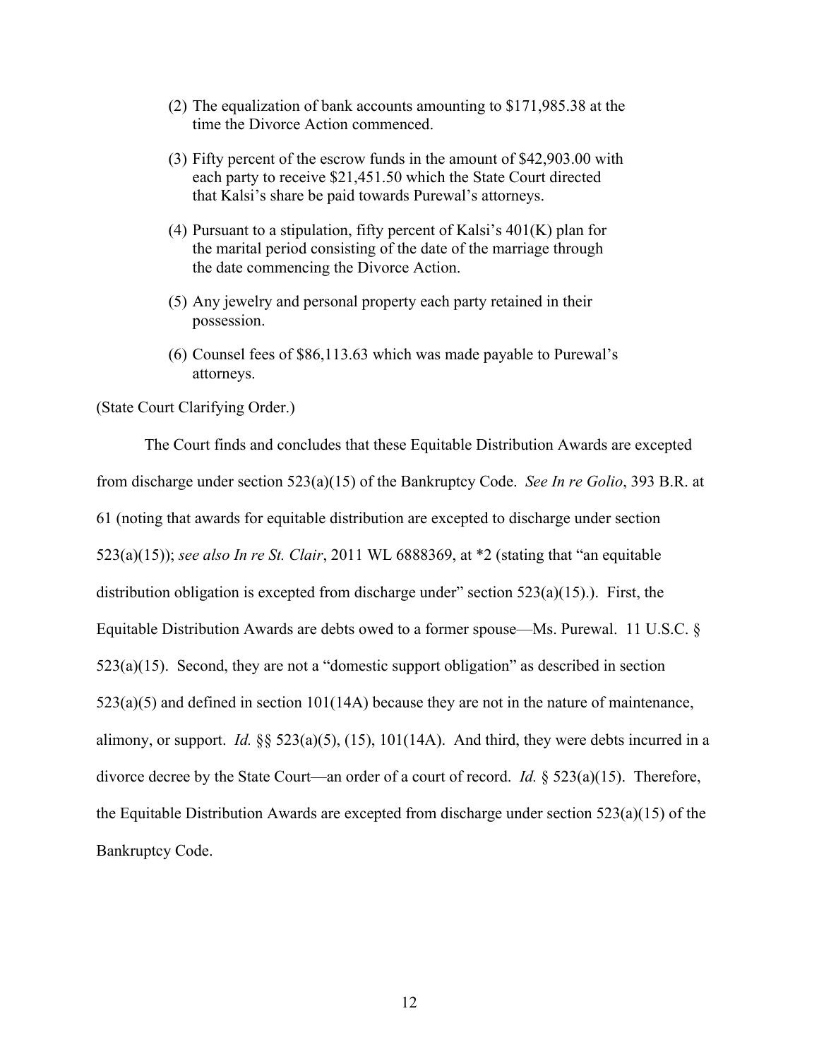(2) The equalization of bank accounts amounting to $171,985.38 at the time the Divorce Action commenced.

(3) Fifty percent of the escrow funds in the amount of $42,903.00 with each party to receive $21,451.50 which the State Court directed that Kalsi's share be paid towards Purewal's attorneys.

(4) Pursuant to a stipulation, fifty percent of Kalsi's 401(K) plan for the marital period consisting of the date of the marriage through the date commencing the Divorce Action.

(5) Any jewelry and personal property each party retained in their possession.

(6) Counsel fees of $86,113.63 which was made payable to Purewal's attorneys.

(State Court Clarifying Order.)

The Court finds and concludes that these Equitable Distribution Awards are excepted from discharge under section 523(a)(15) of the Bankruptcy Code. *See In re Golio*, 393 B.R. at 61 (noting that awards for equitable distribution are excepted to discharge under section 523(a)(15)); *see also In re St. Clair*, 2011 WL 6888369, at *2 (stating that "an equitable distribution obligation is excepted from discharge under" section 523(a)(15).). First, the Equitable Distribution Awards are debts owed to a former spouse—Ms. Purewal. 11 U.S.C. § 523(a)(15). Second, they are not a "domestic support obligation" as described in section 523(a)(5) and defined in section 101(14A) because they are not in the nature of maintenance, alimony, or support. *Id.* §§ 523(a)(5), (15), 101(14A). And third, they were debts incurred in a divorce decree by the State Court—an order of a court of record. *Id.* § 523(a)(15). Therefore, the Equitable Distribution Awards are excepted from discharge under section 523(a)(15) of the Bankruptcy Code.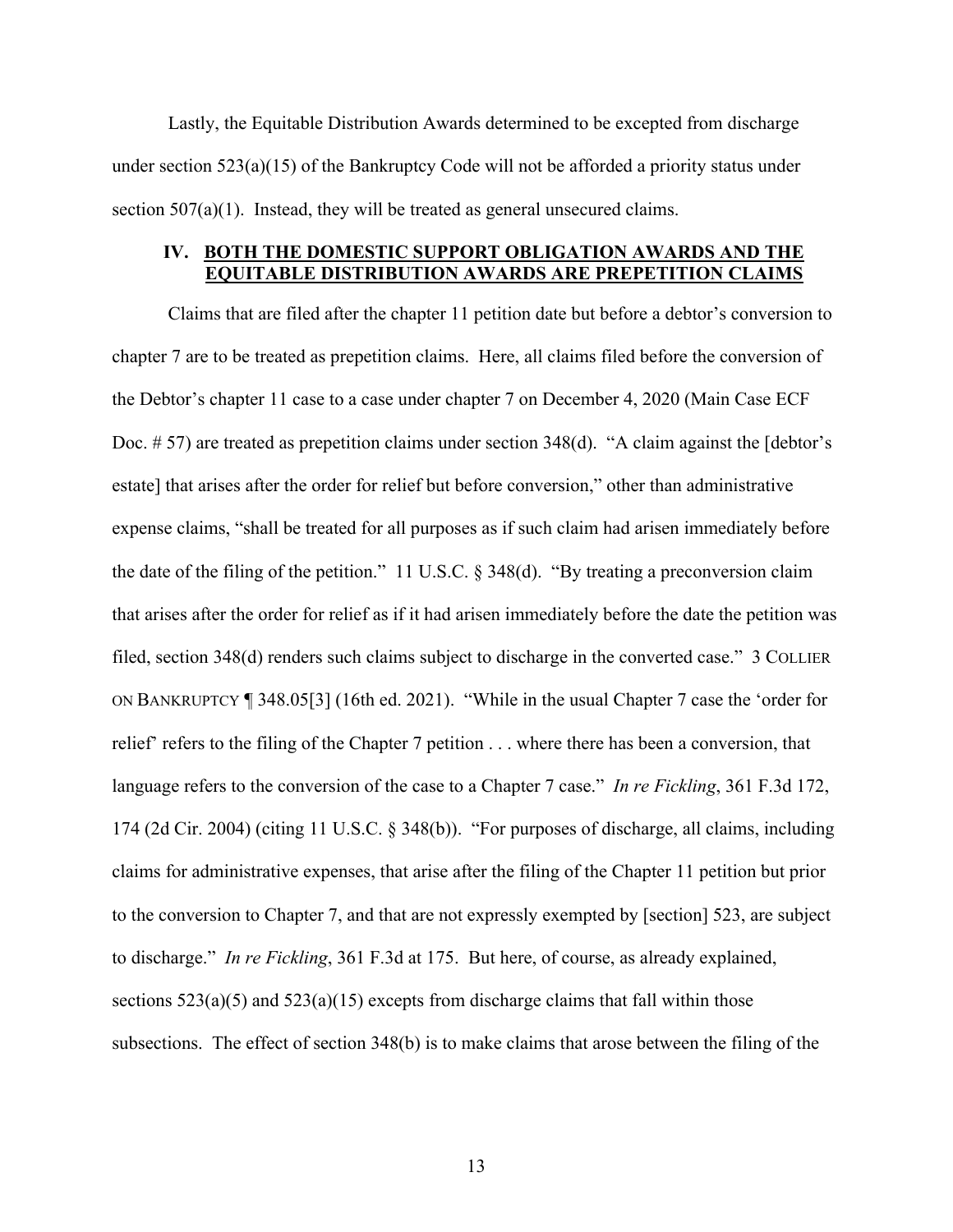Lastly, the Equitable Distribution Awards determined to be excepted from discharge under section 523(a)(15) of the Bankruptcy Code will not be afforded a priority status under section 507(a)(1). Instead, they will be treated as general unsecured claims.

## IV. BOTH THE DOMESTIC SUPPORT OBLIGATION AWARDS AND THE EQUITABLE DISTRIBUTION AWARDS ARE PREPETITION CLAIMS

Claims that are filed after the chapter 11 petition date but before a debtor's conversion to chapter 7 are to be treated as prepetition claims. Here, all claims filed before the conversion of the Debtor's chapter 11 case to a case under chapter 7 on December 4, 2020 (Main Case ECF Doc. # 57) are treated as prepetition claims under section 348(d). "A claim against the [debtor's estate] that arises after the order for relief but before conversion," other than administrative expense claims, "shall be treated for all purposes as if such claim had arisen immediately before the date of the filing of the petition." 11 U.S.C. § 348(d). "By treating a preconversion claim that arises after the order for relief as if it had arisen immediately before the date the petition was filed, section 348(d) renders such claims subject to discharge in the converted case." 3 COLLIER ON BANKRUPTCY ¶ 348.05[3] (16th ed. 2021). "While in the usual Chapter 7 case the 'order for relief' refers to the filing of the Chapter 7 petition . . . where there has been a conversion, that language refers to the conversion of the case to a Chapter 7 case." *In re Fickling*, 361 F.3d 172, 174 (2d Cir. 2004) (citing 11 U.S.C. § 348(b)). "For purposes of discharge, all claims, including claims for administrative expenses, that arise after the filing of the Chapter 11 petition but prior to the conversion to Chapter 7, and that are not expressly exempted by [section] 523, are subject to discharge." *In re Fickling*, 361 F.3d at 175. But here, of course, as already explained, sections 523(a)(5) and 523(a)(15) excepts from discharge claims that fall within those subsections. The effect of section 348(b) is to make claims that arose between the filing of the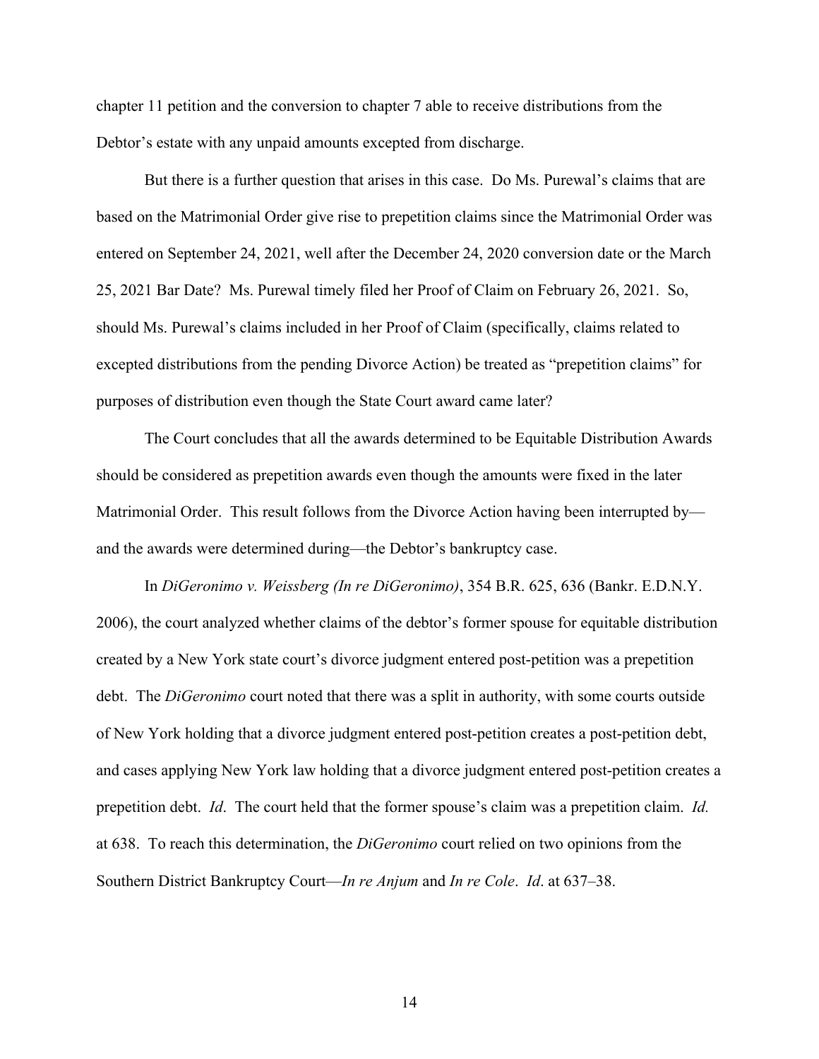chapter 11 petition and the conversion to chapter 7 able to receive distributions from the Debtor's estate with any unpaid amounts excepted from discharge.

But there is a further question that arises in this case. Do Ms. Purewal's claims that are based on the Matrimonial Order give rise to prepetition claims since the Matrimonial Order was entered on September 24, 2021, well after the December 24, 2020 conversion date or the March 25, 2021 Bar Date? Ms. Purewal timely filed her Proof of Claim on February 26, 2021. So, should Ms. Purewal's claims included in her Proof of Claim (specifically, claims related to excepted distributions from the pending Divorce Action) be treated as "prepetition claims" for purposes of distribution even though the State Court award came later?

The Court concludes that all the awards determined to be Equitable Distribution Awards should be considered as prepetition awards even though the amounts were fixed in the later Matrimonial Order. This result follows from the Divorce Action having been interrupted by—and the awards were determined during—the Debtor's bankruptcy case.

In *DiGeronimo v. Weissberg (In re DiGeronimo)*, 354 B.R. 625, 636 (Bankr. E.D.N.Y. 2006), the court analyzed whether claims of the debtor's former spouse for equitable distribution created by a New York state court's divorce judgment entered post-petition was a prepetition debt. The *DiGeronimo* court noted that there was a split in authority, with some courts outside of New York holding that a divorce judgment entered post-petition creates a post-petition debt, and cases applying New York law holding that a divorce judgment entered post-petition creates a prepetition debt. *Id*. The court held that the former spouse's claim was a prepetition claim. *Id.* at 638. To reach this determination, the *DiGeronimo* court relied on two opinions from the Southern District Bankruptcy Court—*In re Anjum* and *In re Cole*. *Id*. at 637–38.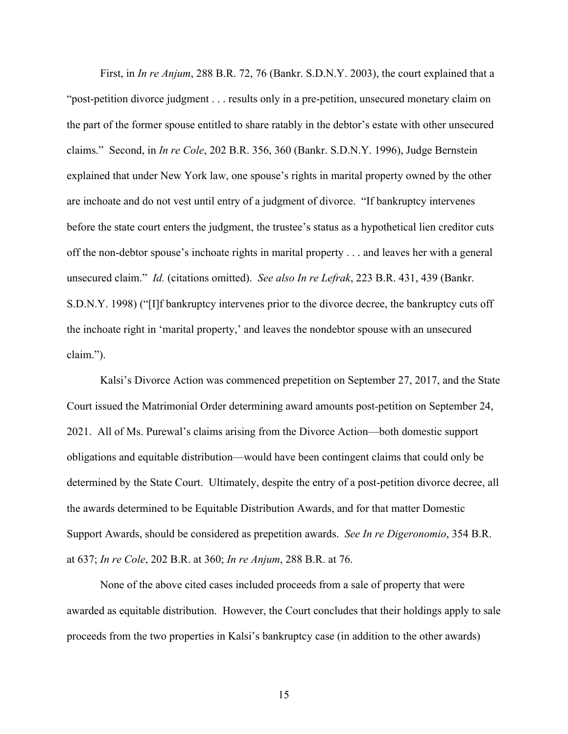First, in *In re Anjum*, 288 B.R. 72, 76 (Bankr. S.D.N.Y. 2003), the court explained that a "post-petition divorce judgment . . . results only in a pre-petition, unsecured monetary claim on the part of the former spouse entitled to share ratably in the debtor's estate with other unsecured claims." Second, in *In re Cole*, 202 B.R. 356, 360 (Bankr. S.D.N.Y. 1996), Judge Bernstein explained that under New York law, one spouse's rights in marital property owned by the other are inchoate and do not vest until entry of a judgment of divorce. "If bankruptcy intervenes before the state court enters the judgment, the trustee's status as a hypothetical lien creditor cuts off the non-debtor spouse's inchoate rights in marital property . . . and leaves her with a general unsecured claim." *Id.* (citations omitted). *See also In re Lefrak*, 223 B.R. 431, 439 (Bankr. S.D.N.Y. 1998) ("[I]f bankruptcy intervenes prior to the divorce decree, the bankruptcy cuts off the inchoate right in 'marital property,' and leaves the nondebtor spouse with an unsecured claim.").

Kalsi's Divorce Action was commenced prepetition on September 27, 2017, and the State Court issued the Matrimonial Order determining award amounts post-petition on September 24, 2021. All of Ms. Purewal's claims arising from the Divorce Action—both domestic support obligations and equitable distribution—would have been contingent claims that could only be determined by the State Court. Ultimately, despite the entry of a post-petition divorce decree, all the awards determined to be Equitable Distribution Awards, and for that matter Domestic Support Awards, should be considered as prepetition awards. *See In re Digeronomio*, 354 B.R. at 637; *In re Cole*, 202 B.R. at 360; *In re Anjum*, 288 B.R. at 76.

None of the above cited cases included proceeds from a sale of property that were awarded as equitable distribution. However, the Court concludes that their holdings apply to sale proceeds from the two properties in Kalsi's bankruptcy case (in addition to the other awards)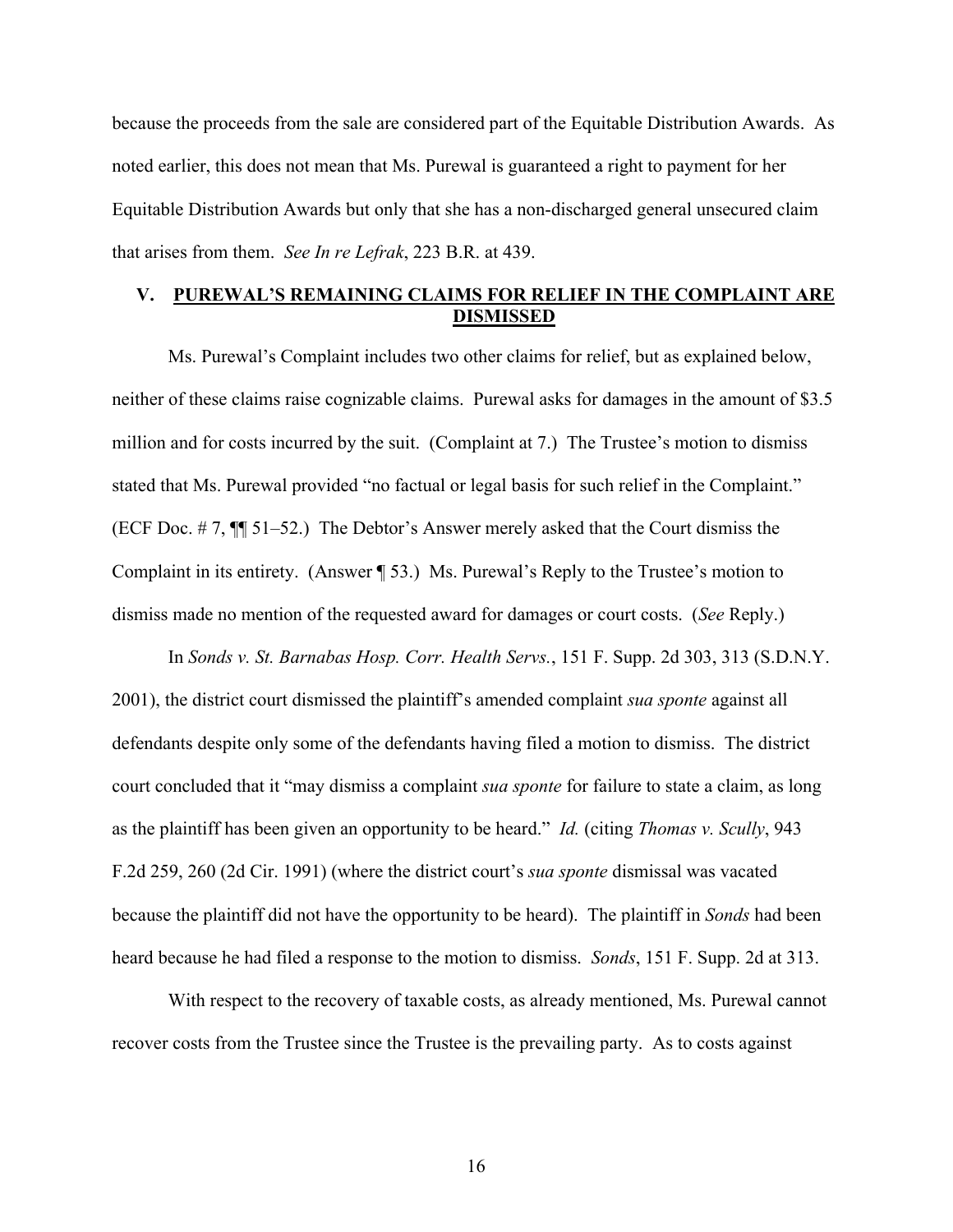because the proceeds from the sale are considered part of the Equitable Distribution Awards. As noted earlier, this does not mean that Ms. Purewal is guaranteed a right to payment for her Equitable Distribution Awards but only that she has a non-discharged general unsecured claim that arises from them. *See In re Lefrak*, 223 B.R. at 439.

## V. PUREWAL'S REMAINING CLAIMS FOR RELIEF IN THE COMPLAINT ARE DISMISSED

Ms. Purewal's Complaint includes two other claims for relief, but as explained below, neither of these claims raise cognizable claims. Purewal asks for damages in the amount of $3.5 million and for costs incurred by the suit. (Complaint at 7.) The Trustee's motion to dismiss stated that Ms. Purewal provided "no factual or legal basis for such relief in the Complaint." (ECF Doc. # 7, ¶¶ 51–52.) The Debtor's Answer merely asked that the Court dismiss the Complaint in its entirety. (Answer ¶ 53.) Ms. Purewal's Reply to the Trustee's motion to dismiss made no mention of the requested award for damages or court costs. (*See* Reply.)

In *Sonds v. St. Barnabas Hosp. Corr. Health Servs.*, 151 F. Supp. 2d 303, 313 (S.D.N.Y. 2001), the district court dismissed the plaintiff's amended complaint *sua sponte* against all defendants despite only some of the defendants having filed a motion to dismiss. The district court concluded that it "may dismiss a complaint *sua sponte* for failure to state a claim, as long as the plaintiff has been given an opportunity to be heard." *Id.* (citing *Thomas v. Scully*, 943 F.2d 259, 260 (2d Cir. 1991) (where the district court's *sua sponte* dismissal was vacated because the plaintiff did not have the opportunity to be heard). The plaintiff in *Sonds* had been heard because he had filed a response to the motion to dismiss. *Sonds*, 151 F. Supp. 2d at 313.

With respect to the recovery of taxable costs, as already mentioned, Ms. Purewal cannot recover costs from the Trustee since the Trustee is the prevailing party. As to costs against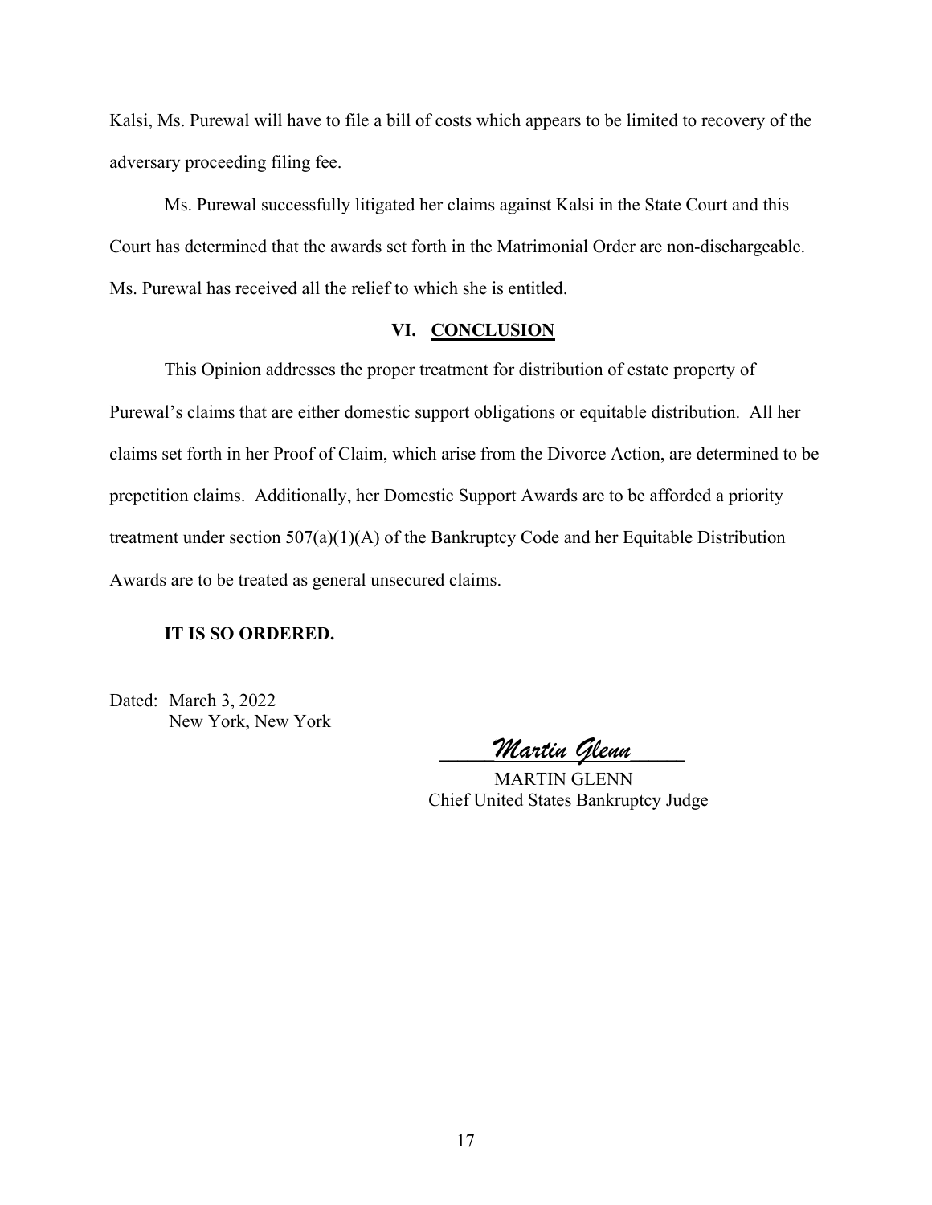Kalsi, Ms. Purewal will have to file a bill of costs which appears to be limited to recovery of the adversary proceeding filing fee.

Ms. Purewal successfully litigated her claims against Kalsi in the State Court and this Court has determined that the awards set forth in the Matrimonial Order are non-dischargeable. Ms. Purewal has received all the relief to which she is entitled.

## VI. CONCLUSION

This Opinion addresses the proper treatment for distribution of estate property of Purewal's claims that are either domestic support obligations or equitable distribution. All her claims set forth in her Proof of Claim, which arise from the Divorce Action, are determined to be prepetition claims. Additionally, her Domestic Support Awards are to be afforded a priority treatment under section 507(a)(1)(A) of the Bankruptcy Code and her Equitable Distribution Awards are to be treated as general unsecured claims.

**IT IS SO ORDERED.**

Dated: March 3, 2022
New York, New York

*Martin Glenn*

MARTIN GLENN
Chief United States Bankruptcy Judge